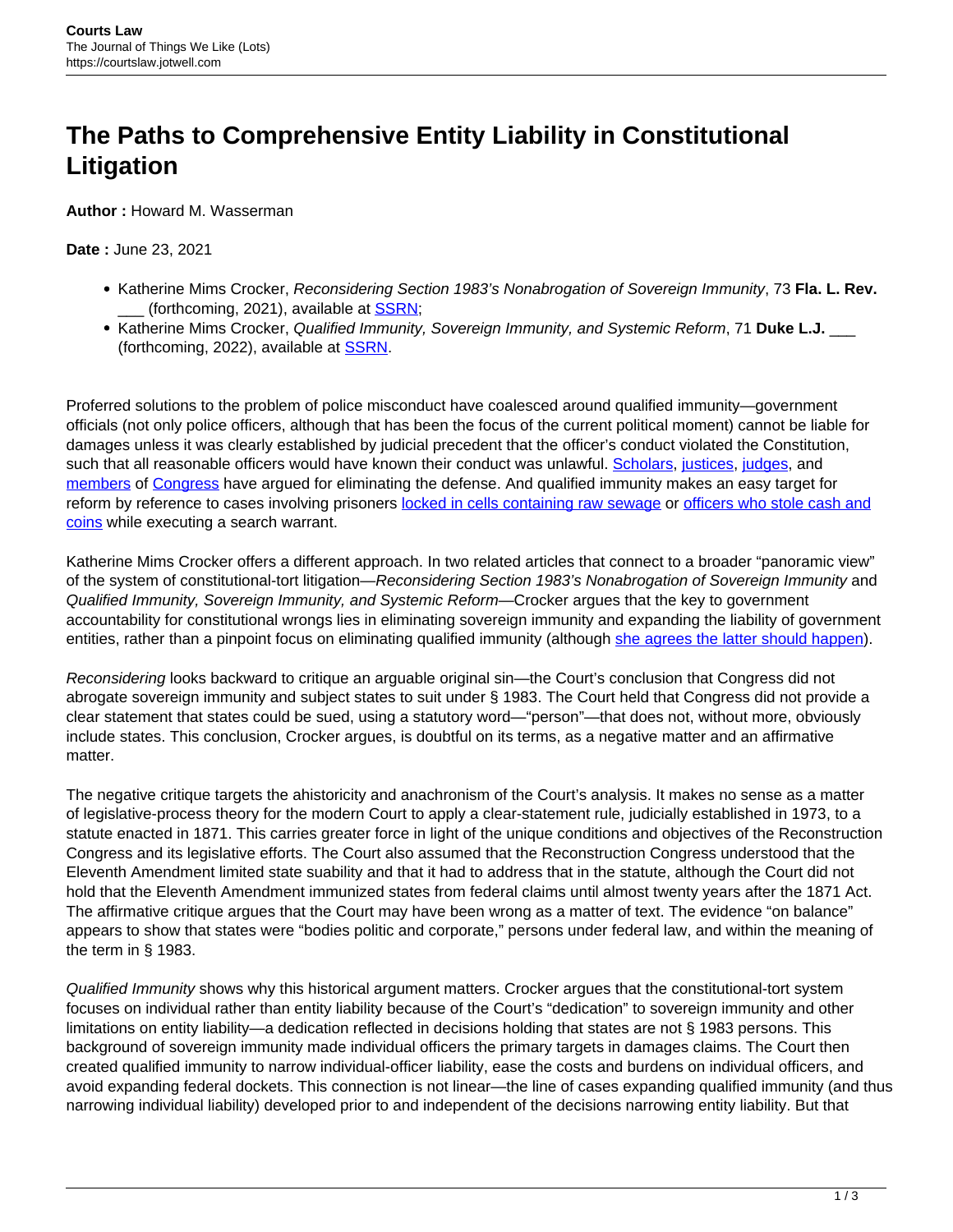# The Paths to Comprehensive Entity Liability in Constitutional Litigation

**Author :** Howard M. Wasserman

**Date :** June 23, 2021

- Katherine Mims Crocker, *Reconsidering Section 1983's Nonabrogation of Sovereign Immunity*, 73 **Fla. L. Rev.** ___ (forthcoming, 2021), available at SSRN;
- Katherine Mims Crocker, *Qualified Immunity, Sovereign Immunity, and Systemic Reform*, 71 **Duke L.J.** ___ (forthcoming, 2022), available at SSRN.

Proferred solutions to the problem of police misconduct have coalesced around qualified immunity—government officials (not only police officers, although that has been the focus of the current political moment) cannot be liable for damages unless it was clearly established by judicial precedent that the officer's conduct violated the Constitution, such that all reasonable officers would have known their conduct was unlawful. Scholars, justices, judges, and members of Congress have argued for eliminating the defense. And qualified immunity makes an easy target for reform by reference to cases involving prisoners locked in cells containing raw sewage or officers who stole cash and coins while executing a search warrant.

Katherine Mims Crocker offers a different approach. In two related articles that connect to a broader "panoramic view" of the system of constitutional-tort litigation—*Reconsidering Section 1983's Nonabrogation of Sovereign Immunity* and *Qualified Immunity, Sovereign Immunity, and Systemic Reform*—Crocker argues that the key to government accountability for constitutional wrongs lies in eliminating sovereign immunity and expanding the liability of government entities, rather than a pinpoint focus on eliminating qualified immunity (although she agrees the latter should happen).

*Reconsidering* looks backward to critique an arguable original sin—the Court's conclusion that Congress did not abrogate sovereign immunity and subject states to suit under § 1983. The Court held that Congress did not provide a clear statement that states could be sued, using a statutory word—"person"—that does not, without more, obviously include states. This conclusion, Crocker argues, is doubtful on its terms, as a negative matter and an affirmative matter.

The negative critique targets the ahistoricity and anachronism of the Court's analysis. It makes no sense as a matter of legislative-process theory for the modern Court to apply a clear-statement rule, judicially established in 1973, to a statute enacted in 1871. This carries greater force in light of the unique conditions and objectives of the Reconstruction Congress and its legislative efforts. The Court also assumed that the Reconstruction Congress understood that the Eleventh Amendment limited state suability and that it had to address that in the statute, although the Court did not hold that the Eleventh Amendment immunized states from federal claims until almost twenty years after the 1871 Act. The affirmative critique argues that the Court may have been wrong as a matter of text. The evidence "on balance" appears to show that states were "bodies politic and corporate," persons under federal law, and within the meaning of the term in § 1983.

*Qualified Immunity* shows why this historical argument matters. Crocker argues that the constitutional-tort system focuses on individual rather than entity liability because of the Court's "dedication" to sovereign immunity and other limitations on entity liability—a dedication reflected in decisions holding that states are not § 1983 persons. This background of sovereign immunity made individual officers the primary targets in damages claims. The Court then created qualified immunity to narrow individual-officer liability, ease the costs and burdens on individual officers, and avoid expanding federal dockets. This connection is not linear—the line of cases expanding qualified immunity (and thus narrowing individual liability) developed prior to and independent of the decisions narrowing entity liability. But that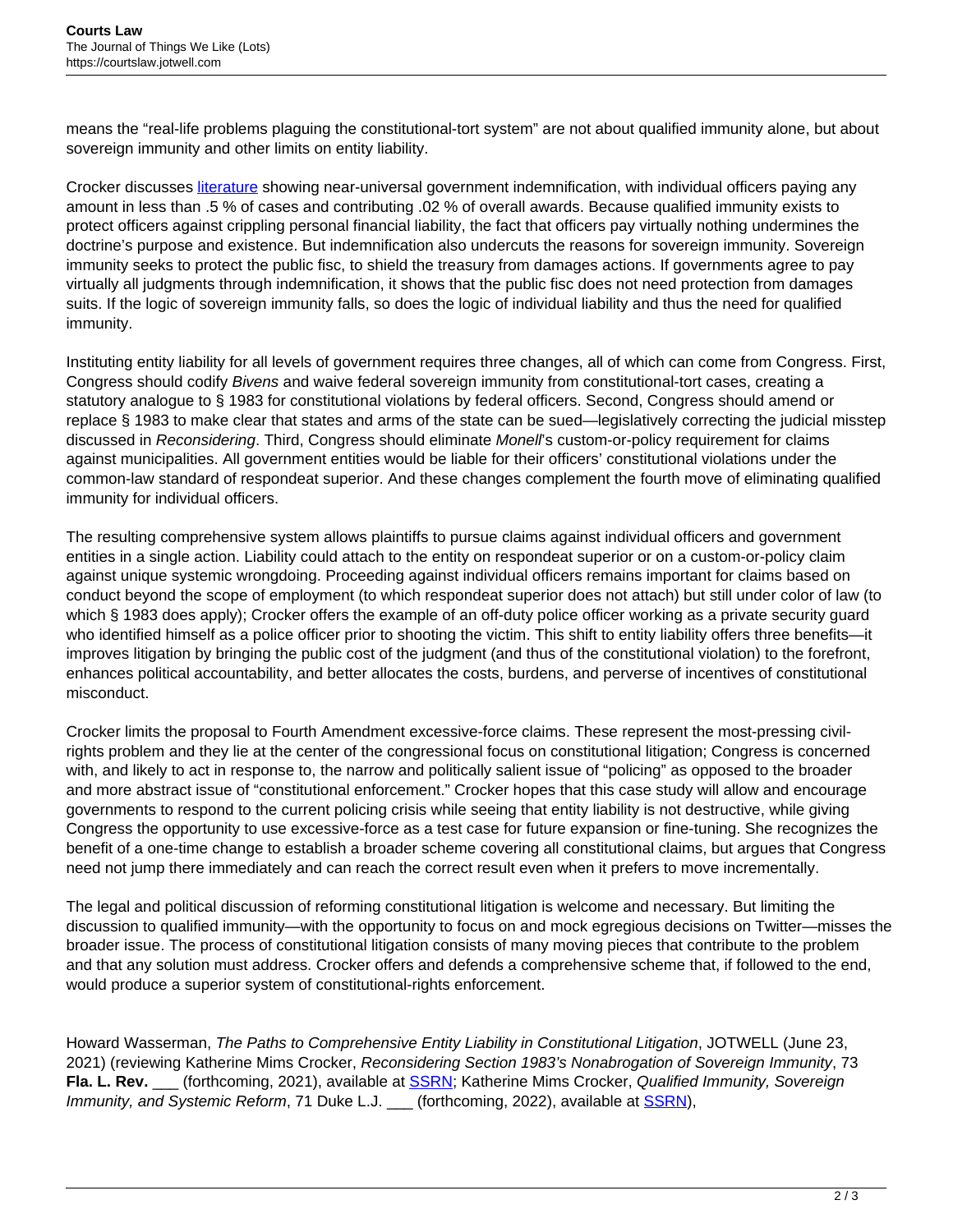means the "real-life problems plaguing the constitutional-tort system" are not about qualified immunity alone, but about sovereign immunity and other limits on entity liability.

Crocker discusses literature showing near-universal government indemnification, with individual officers paying any amount in less than .5 % of cases and contributing .02 % of overall awards. Because qualified immunity exists to protect officers against crippling personal financial liability, the fact that officers pay virtually nothing undermines the doctrine's purpose and existence. But indemnification also undercuts the reasons for sovereign immunity. Sovereign immunity seeks to protect the public fisc, to shield the treasury from damages actions. If governments agree to pay virtually all judgments through indemnification, it shows that the public fisc does not need protection from damages suits. If the logic of sovereign immunity falls, so does the logic of individual liability and thus the need for qualified immunity.

Instituting entity liability for all levels of government requires three changes, all of which can come from Congress. First, Congress should codify *Bivens* and waive federal sovereign immunity from constitutional-tort cases, creating a statutory analogue to § 1983 for constitutional violations by federal officers. Second, Congress should amend or replace § 1983 to make clear that states and arms of the state can be sued—legislatively correcting the judicial misstep discussed in *Reconsidering*. Third, Congress should eliminate *Monell*'s custom-or-policy requirement for claims against municipalities. All government entities would be liable for their officers' constitutional violations under the common-law standard of respondeat superior. And these changes complement the fourth move of eliminating qualified immunity for individual officers.

The resulting comprehensive system allows plaintiffs to pursue claims against individual officers and government entities in a single action. Liability could attach to the entity on respondeat superior or on a custom-or-policy claim against unique systemic wrongdoing. Proceeding against individual officers remains important for claims based on conduct beyond the scope of employment (to which respondeat superior does not attach) but still under color of law (to which § 1983 does apply); Crocker offers the example of an off-duty police officer working as a private security guard who identified himself as a police officer prior to shooting the victim. This shift to entity liability offers three benefits—it improves litigation by bringing the public cost of the judgment (and thus of the constitutional violation) to the forefront, enhances political accountability, and better allocates the costs, burdens, and perverse of incentives of constitutional misconduct.

Crocker limits the proposal to Fourth Amendment excessive-force claims. These represent the most-pressing civil-rights problem and they lie at the center of the congressional focus on constitutional litigation; Congress is concerned with, and likely to act in response to, the narrow and politically salient issue of "policing" as opposed to the broader and more abstract issue of "constitutional enforcement." Crocker hopes that this case study will allow and encourage governments to respond to the current policing crisis while seeing that entity liability is not destructive, while giving Congress the opportunity to use excessive-force as a test case for future expansion or fine-tuning. She recognizes the benefit of a one-time change to establish a broader scheme covering all constitutional claims, but argues that Congress need not jump there immediately and can reach the correct result even when it prefers to move incrementally.

The legal and political discussion of reforming constitutional litigation is welcome and necessary. But limiting the discussion to qualified immunity—with the opportunity to focus on and mock egregious decisions on Twitter—misses the broader issue. The process of constitutional litigation consists of many moving pieces that contribute to the problem and that any solution must address. Crocker offers and defends a comprehensive scheme that, if followed to the end, would produce a superior system of constitutional-rights enforcement.

Howard Wasserman, *The Paths to Comprehensive Entity Liability in Constitutional Litigation*, JOTWELL (June 23, 2021) (reviewing Katherine Mims Crocker, *Reconsidering Section 1983's Nonabrogation of Sovereign Immunity*, 73 **Fla. L. Rev.** ___ (forthcoming, 2021), available at SSRN; Katherine Mims Crocker, *Qualified Immunity, Sovereign Immunity, and Systemic Reform*, 71 Duke L.J. ___ (forthcoming, 2022), available at SSRN),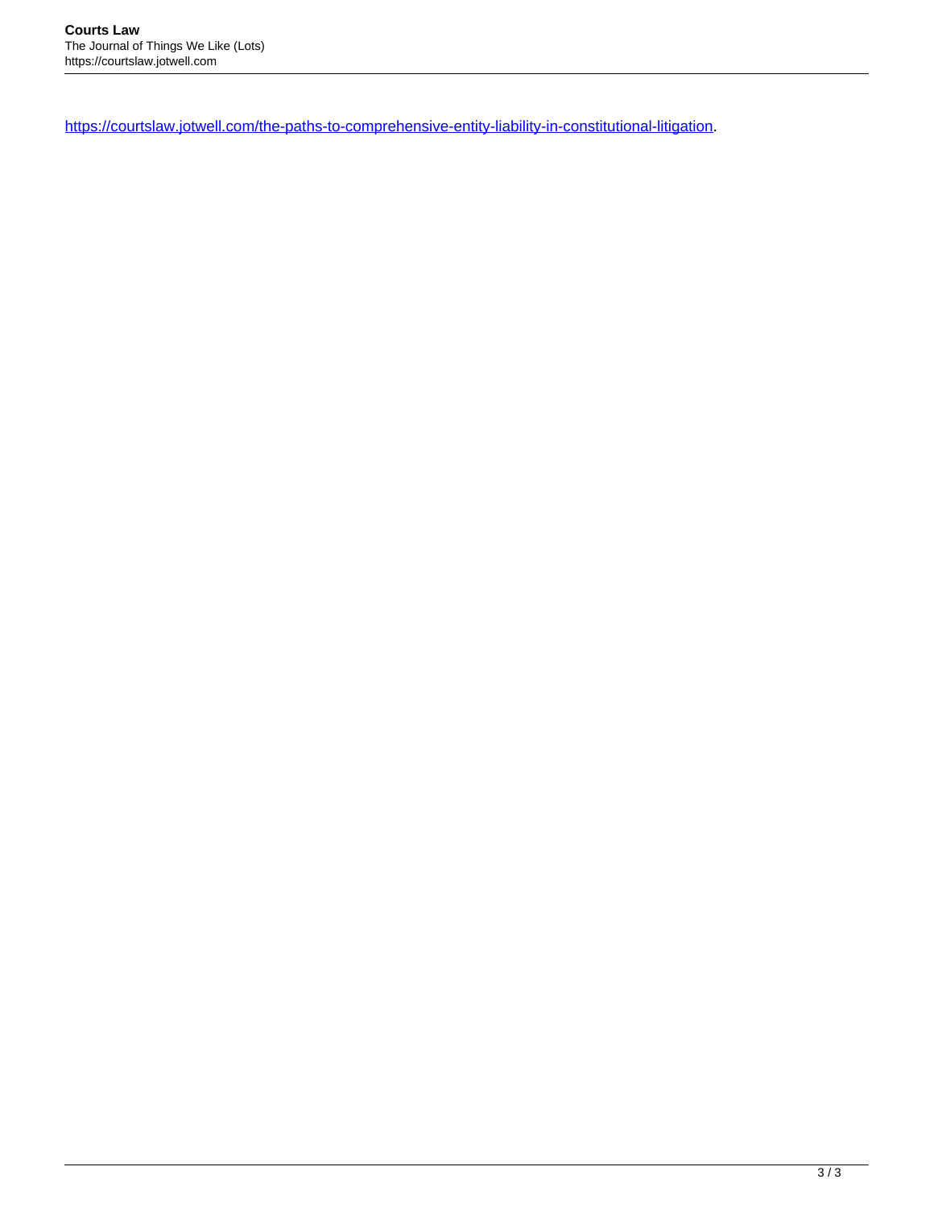https://courtslaw.jotwell.com/the-paths-to-comprehensive-entity-liability-in-constitutional-litigation.